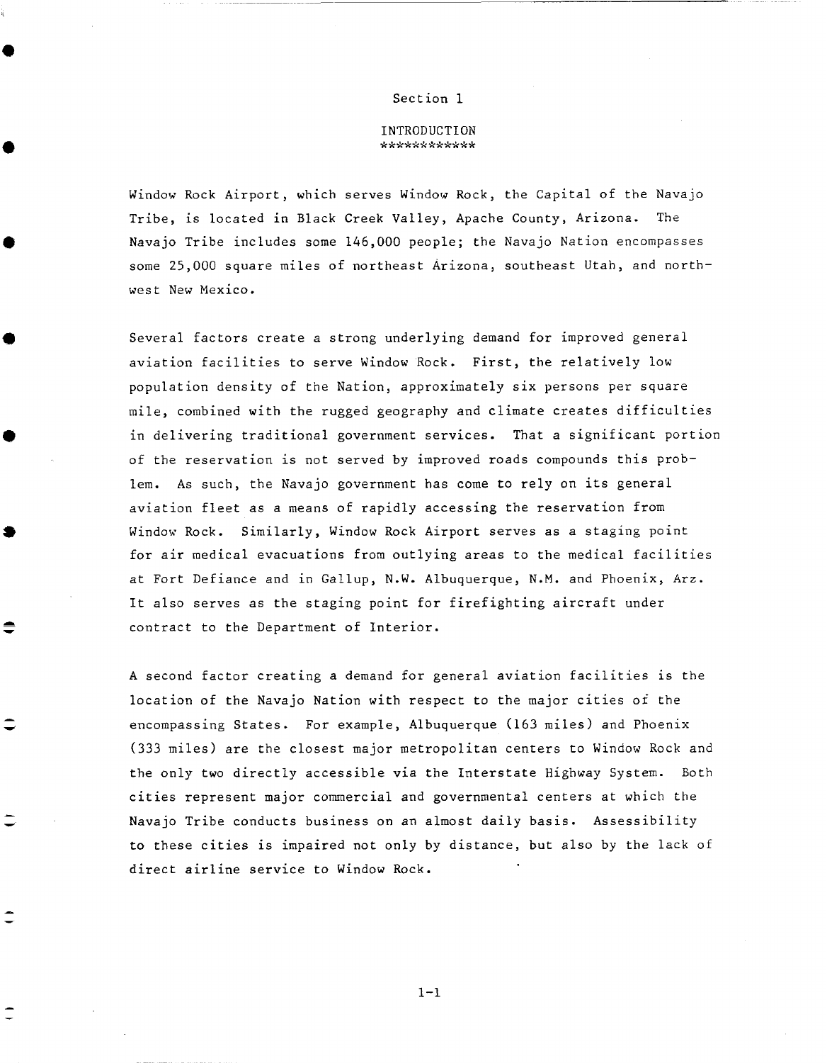# Section 1

## INTRODUCTION

Window Rock Airport, which serves Window Rock, the Capital of the Navajo Tribe, is located in Black Creek Valley, Apache County, Arizona. The Navajo Tribe includes some 146,000 people; the Navajo Nation encompasses some 25,000 square miles of northeast Arizona, southeast Utah, and northwest New Mexico.

Several factors create a strong underlying demand for improved general aviation facilities to serve Window Rock. First, the relatively low population density of the Nation, approximately six persons per square mile, combined with the rugged geography and climate creates difficulties in delivering traditional government services. That a significant portion of the reservation is not served by improved roads compounds this problem. As such, the Navajo government has come to rely on its general aviation fleet as a means of rapidly accessing the reservation from Window Rock. Similarly, Window Rock Airport serves as a staging point for air medical evacuations from outlying areas to the medical facilities at Fort Defiance and in Gallup, N.W. Albuquerque, N.M. and Phoenix, Arz. It also serves as the staging point for firefighting aircraft under contract to the Department of Interior.

A second factor creating a demand for general aviation facilities is the location of the Navajo Nation with respect to the major cities of the encompassing States. For example, Albuquerque (163 miles) and Phoenix (333 miles) are the closest major metropolitan centers to Window Rock and the only two directly accessible via the Interstate Highway System. Both cities represent major commercial and governmental centers at which the Navajo Tribe conducts business on an almost daily basis. Assessibility to these cities is impaired not only by distance, but also by the lack of direct airline service to Window Rock.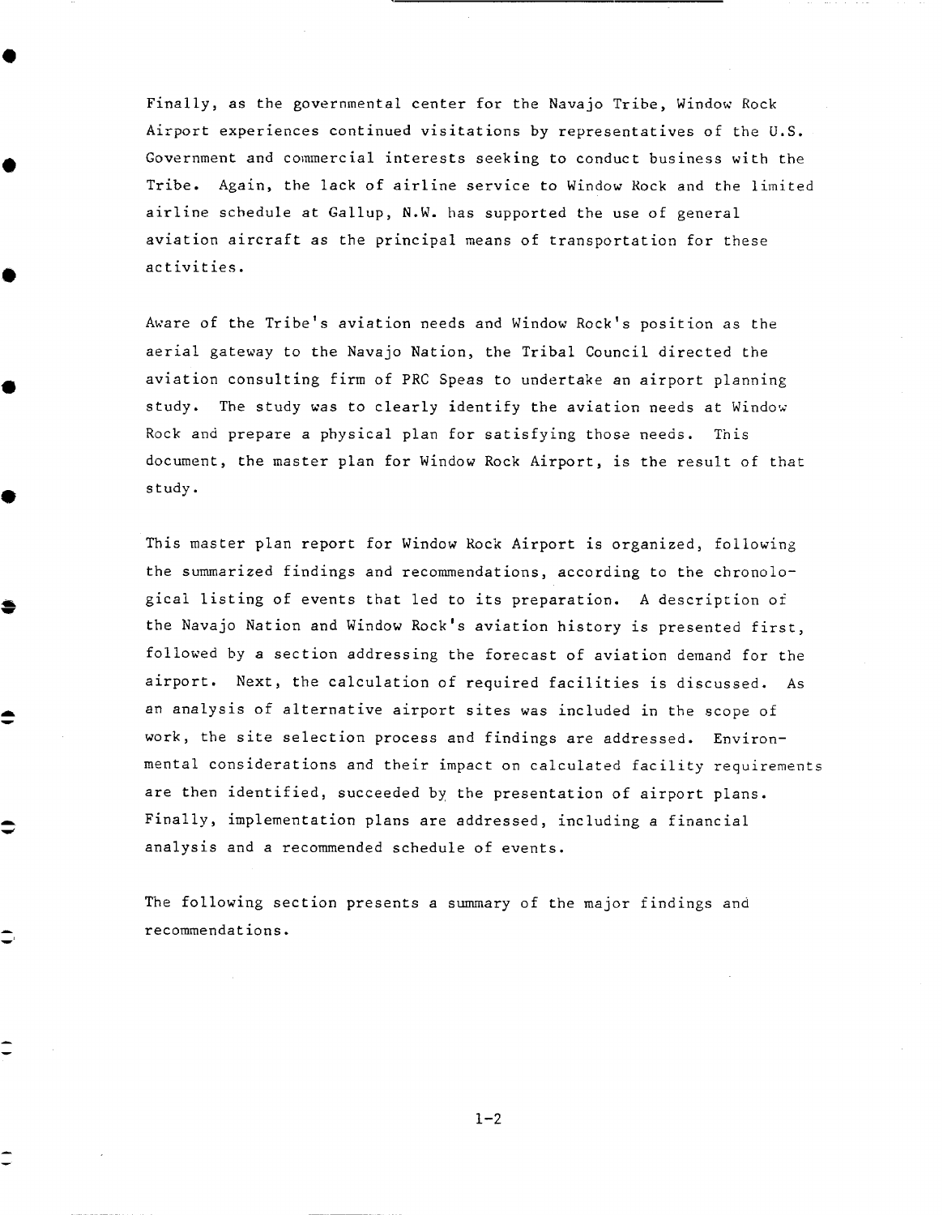Finally, as the governmental center for the Navajo Tribe, Window Rock Airport experiences continued visitations by representatives of the U.S. Government and commercial interests seeking to conduct business with the Tribe. Again, the lack of airline service to Window Rock and the limited airline schedule at Gallup, N.W. has supported the use of general aviation aircraft as the principal means of transportation for these activities.

Aware of the Tribe's aviation needs and Window Rock's position as the aerial gateway to the Navajo Nation, the Tribal Council directed the aviation consulting firm of PRC Speas to undertake an airport planning study. The study was to clearly identify the aviation needs at Window Rock and prepare a physical plan for satisfying those needs. This document, the master plan for Window Rock Airport, is the result of that study.

This master plan report for Window Rock Airport is organized, following the summarized findings and recommendations, according to the chronological listing of events that led to its preparation. A description of the Navajo Nation and Window Rock's aviation history is presented first, followed by a section addressing the forecast of aviation demand for the airport. Next, the calculation of required facilities is discussed. As an analysis of alternative airport sites was included in the scope of work, the site selection process and findings are addressed. Environmental considerations and their impact on calculated facility requirements are then identified, succeeded by the presentation of airport plans. Finally, implementation plans are addressed, including a financial analysis and a recommended schedule of events.

The following section presents a summary of the major findings and recommendations.